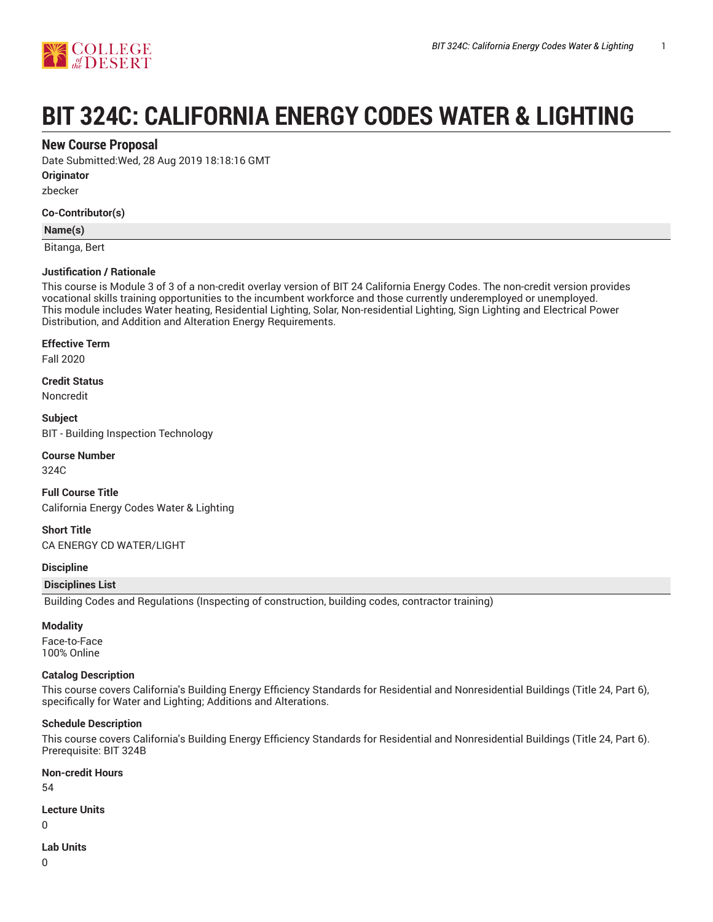# BIT 324C: CALIFORNIA ENERGY CODES WATER & LIGHTING

## New Course Proposal

Date Submitted:Wed, 28 Aug 2019 18:18:16 GMT

**Originator**

zbecker

**Co-Contributor(s)**

| Name(s) |
| --- |
| Bitanga, Bert |

**Justification / Rationale**

This course is Module 3 of 3 of a non-credit overlay version of BIT 24 California Energy Codes. The non-credit version provides vocational skills training opportunities to the incumbent workforce and those currently underemployed or unemployed.
This module includes Water heating, Residential Lighting, Solar, Non-residential Lighting, Sign Lighting and Electrical Power Distribution, and Addition and Alteration Energy Requirements.

**Effective Term**

Fall 2020

**Credit Status**

Noncredit

**Subject**

BIT - Building Inspection Technology

**Course Number**

324C

**Full Course Title**

California Energy Codes Water & Lighting

**Short Title**

CA ENERGY CD WATER/LIGHT

**Discipline**

| Disciplines List |
| --- |
| Building Codes and Regulations (Inspecting of construction, building codes, contractor training) |

**Modality**

Face-to-Face
100% Online

**Catalog Description**

This course covers California's Building Energy Efficiency Standards for Residential and Nonresidential Buildings (Title 24, Part 6), specifically for Water and Lighting; Additions and Alterations.

**Schedule Description**

This course covers California's Building Energy Efficiency Standards for Residential and Nonresidential Buildings (Title 24, Part 6).
Prerequisite: BIT 324B

**Non-credit Hours**

54

**Lecture Units**

0

**Lab Units**

0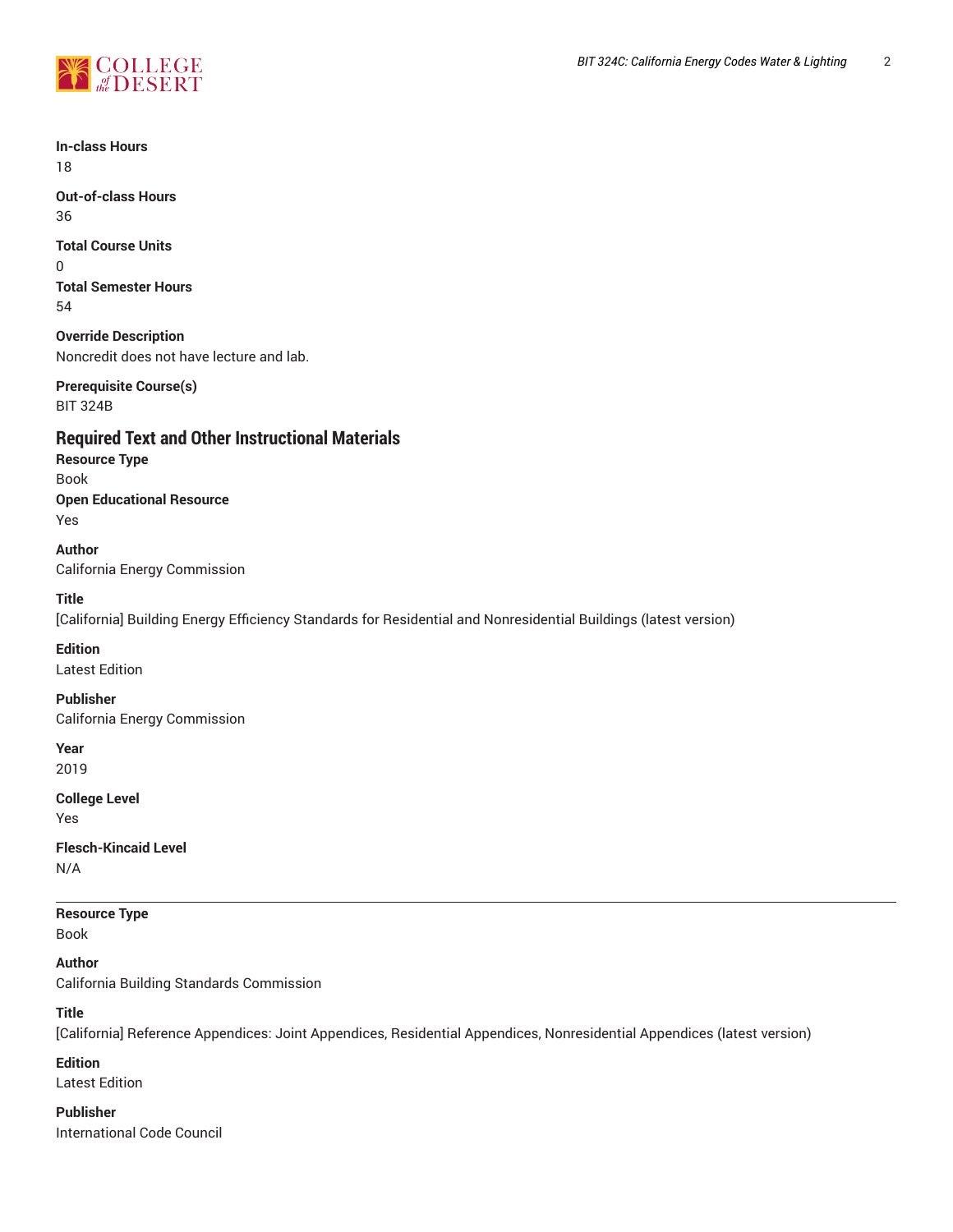**In-class Hours**
18

**Out-of-class Hours**
36

**Total Course Units**
0

**Total Semester Hours**
54

**Override Description**
Noncredit does not have lecture and lab.

**Prerequisite Course(s)**
BIT 324B

## Required Text and Other Instructional Materials

**Resource Type**
Book

**Open Educational Resource**
Yes

**Author**
California Energy Commission

**Title**
[California] Building Energy Efficiency Standards for Residential and Nonresidential Buildings (latest version)

**Edition**
Latest Edition

**Publisher**
California Energy Commission

**Year**
2019

**College Level**
Yes

**Flesch-Kincaid Level**
N/A

---

**Resource Type**
Book

**Author**
California Building Standards Commission

**Title**
[California] Reference Appendices: Joint Appendices, Residential Appendices, Nonresidential Appendices (latest version)

**Edition**
Latest Edition

**Publisher**
International Code Council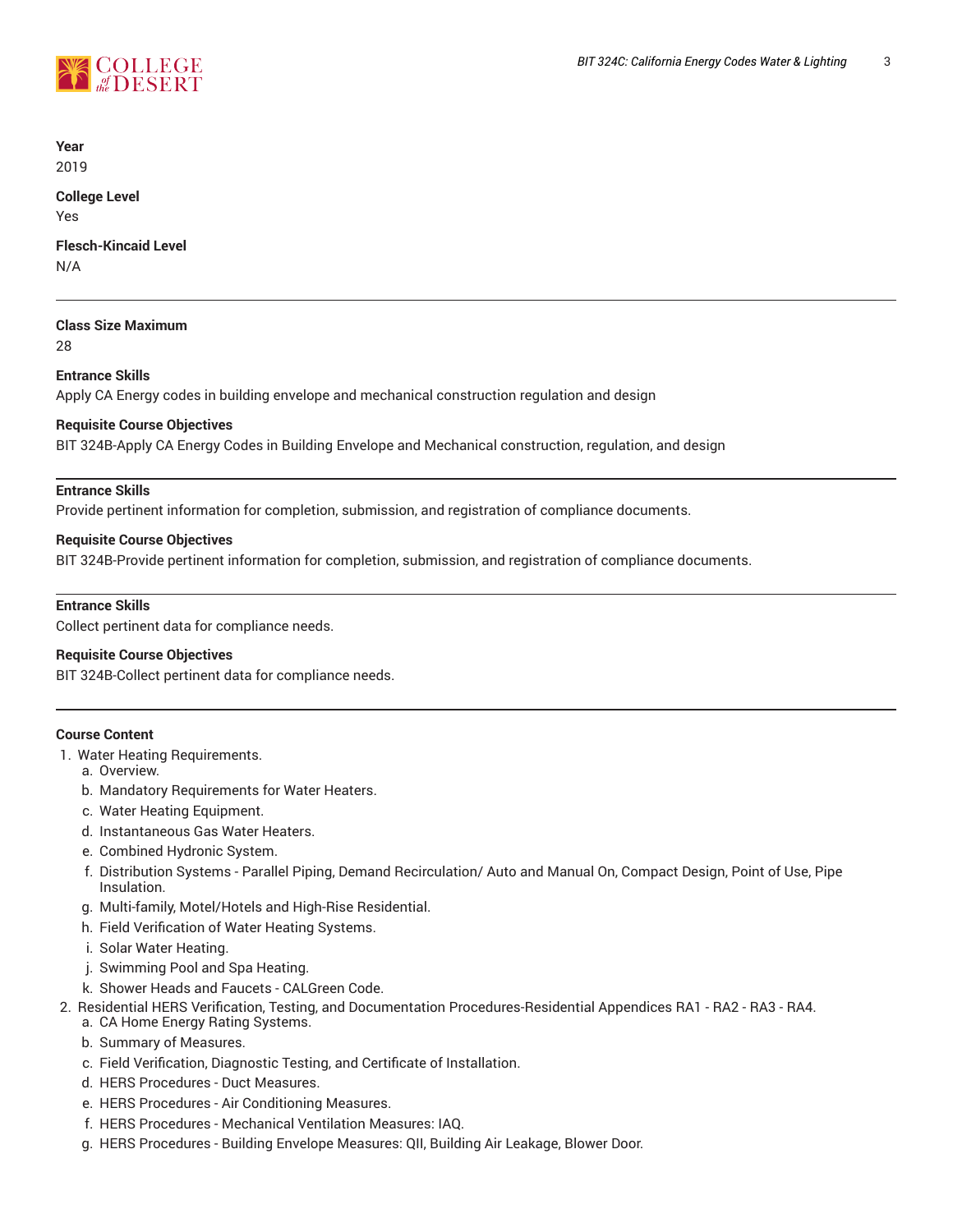**Year**
2019

**College Level**
Yes

**Flesch-Kincaid Level**
N/A

---

**Class Size Maximum**
28

**Entrance Skills**
Apply CA Energy codes in building envelope and mechanical construction regulation and design

**Requisite Course Objectives**
BIT 324B-Apply CA Energy Codes in Building Envelope and Mechanical construction, regulation, and design

---

**Entrance Skills**
Provide pertinent information for completion, submission, and registration of compliance documents.

**Requisite Course Objectives**
BIT 324B-Provide pertinent information for completion, submission, and registration of compliance documents.

---

**Entrance Skills**
Collect pertinent data for compliance needs.

**Requisite Course Objectives**
BIT 324B-Collect pertinent data for compliance needs.

---

**Course Content**

1. Water Heating Requirements.
   a. Overview.
   b. Mandatory Requirements for Water Heaters.
   c. Water Heating Equipment.
   d. Instantaneous Gas Water Heaters.
   e. Combined Hydronic System.
   f. Distribution Systems - Parallel Piping, Demand Recirculation/ Auto and Manual On, Compact Design, Point of Use, Pipe Insulation.
   g. Multi-family, Motel/Hotels and High-Rise Residential.
   h. Field Verification of Water Heating Systems.
   i. Solar Water Heating.
   j. Swimming Pool and Spa Heating.
   k. Shower Heads and Faucets - CALGreen Code.
2. Residential HERS Verification, Testing, and Documentation Procedures-Residential Appendices RA1 - RA2 - RA3 - RA4.
   a. CA Home Energy Rating Systems.
   b. Summary of Measures.
   c. Field Verification, Diagnostic Testing, and Certificate of Installation.
   d. HERS Procedures - Duct Measures.
   e. HERS Procedures - Air Conditioning Measures.
   f. HERS Procedures - Mechanical Ventilation Measures: IAQ.
   g. HERS Procedures - Building Envelope Measures: QII, Building Air Leakage, Blower Door.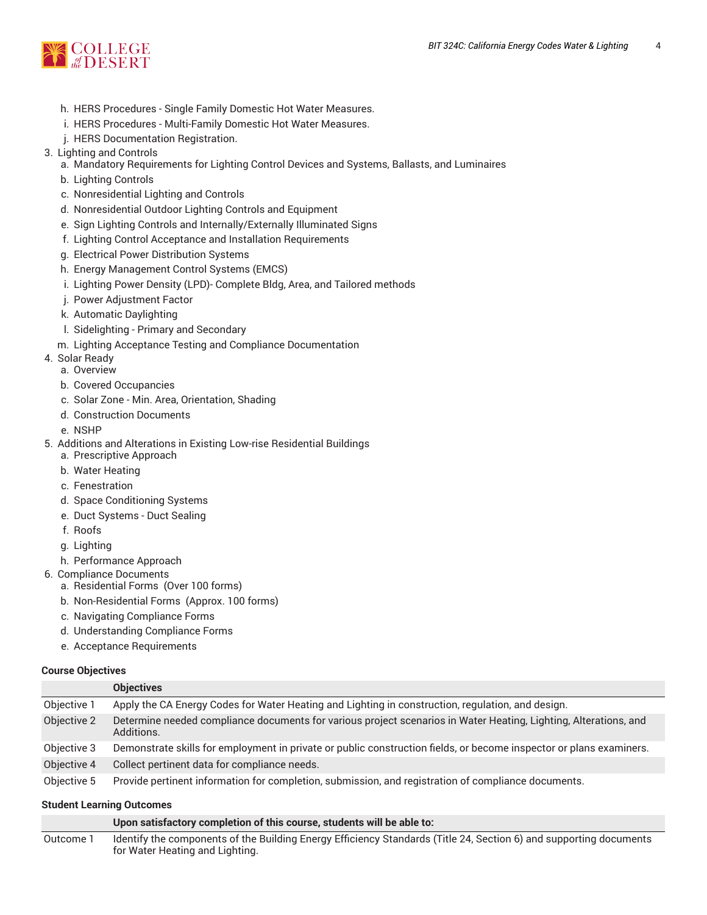h. HERS Procedures - Single Family Domestic Hot Water Measures.
i. HERS Procedures - Multi-Family Domestic Hot Water Measures.
j. HERS Documentation Registration.

3. Lighting and Controls
   a. Mandatory Requirements for Lighting Control Devices and Systems, Ballasts, and Luminaires
   b. Lighting Controls
   c. Nonresidential Lighting and Controls
   d. Nonresidential Outdoor Lighting Controls and Equipment
   e. Sign Lighting Controls and Internally/Externally Illuminated Signs
   f. Lighting Control Acceptance and Installation Requirements
   g. Electrical Power Distribution Systems
   h. Energy Management Control Systems (EMCS)
   i. Lighting Power Density (LPD)- Complete Bldg, Area, and Tailored methods
   j. Power Adjustment Factor
   k. Automatic Daylighting
   l. Sidelighting - Primary and Secondary
   m. Lighting Acceptance Testing and Compliance Documentation
4. Solar Ready
   a. Overview
   b. Covered Occupancies
   c. Solar Zone - Min. Area, Orientation, Shading
   d. Construction Documents
   e. NSHP
5. Additions and Alterations in Existing Low-rise Residential Buildings
   a. Prescriptive Approach
   b. Water Heating
   c. Fenestration
   d. Space Conditioning Systems
   e. Duct Systems - Duct Sealing
   f. Roofs
   g. Lighting
   h. Performance Approach
6. Compliance Documents
   a. Residential Forms (Over 100 forms)
   b. Non-Residential Forms (Approx. 100 forms)
   c. Navigating Compliance Forms
   d. Understanding Compliance Forms
   e. Acceptance Requirements

**Course Objectives**

| | Objectives |
|---|---|
| Objective 1 | Apply the CA Energy Codes for Water Heating and Lighting in construction, regulation, and design. |
| Objective 2 | Determine needed compliance documents for various project scenarios in Water Heating, Lighting, Alterations, and Additions. |
| Objective 3 | Demonstrate skills for employment in private or public construction fields, or become inspector or plans examiners. |
| Objective 4 | Collect pertinent data for compliance needs. |
| Objective 5 | Provide pertinent information for completion, submission, and registration of compliance documents. |

**Student Learning Outcomes**

| | Upon satisfactory completion of this course, students will be able to: |
|---|---|
| Outcome 1 | Identify the components of the Building Energy Efficiency Standards (Title 24, Section 6) and supporting documents for Water Heating and Lighting. |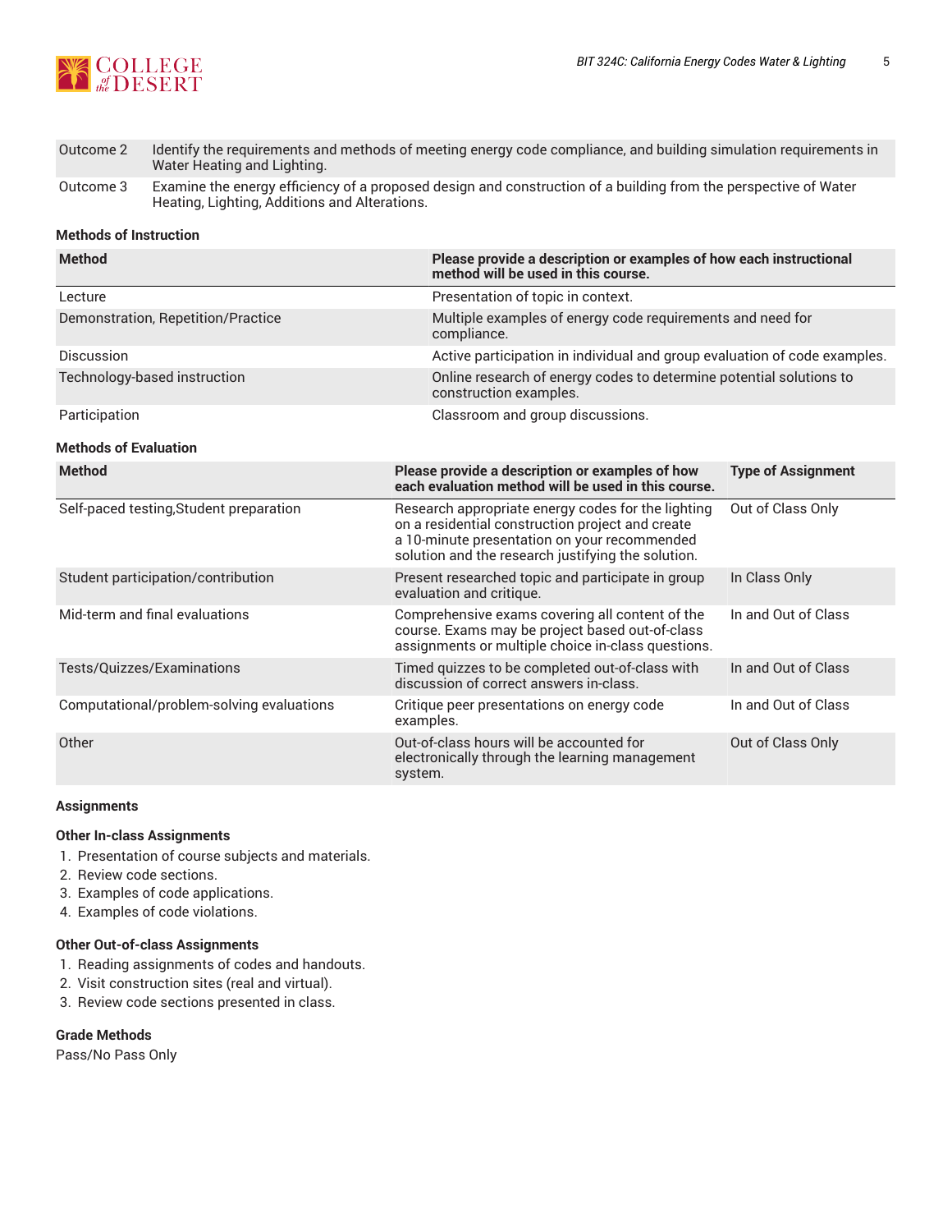| | |
|---|---|
| Outcome 2 | Identify the requirements and methods of meeting energy code compliance, and building simulation requirements in Water Heating and Lighting. |
| Outcome 3 | Examine the energy efficiency of a proposed design and construction of a building from the perspective of Water Heating, Lighting, Additions and Alterations. |

### Methods of Instruction

| Method | Please provide a description or examples of how each instructional method will be used in this course. |
|---|---|
| Lecture | Presentation of topic in context. |
| Demonstration, Repetition/Practice | Multiple examples of energy code requirements and need for compliance. |
| Discussion | Active participation in individual and group evaluation of code examples. |
| Technology-based instruction | Online research of energy codes to determine potential solutions to construction examples. |
| Participation | Classroom and group discussions. |

### Methods of Evaluation

| Method | Please provide a description or examples of how each evaluation method will be used in this course. | Type of Assignment |
|---|---|---|
| Self-paced testing,Student preparation | Research appropriate energy codes for the lighting on a residential construction project and create a 10-minute presentation on your recommended solution and the research justifying the solution. | Out of Class Only |
| Student participation/contribution | Present researched topic and participate in group evaluation and critique. | In Class Only |
| Mid-term and final evaluations | Comprehensive exams covering all content of the course. Exams may be project based out-of-class assignments or multiple choice in-class questions. | In and Out of Class |
| Tests/Quizzes/Examinations | Timed quizzes to be completed out-of-class with discussion of correct answers in-class. | In and Out of Class |
| Computational/problem-solving evaluations | Critique peer presentations on energy code examples. | In and Out of Class |
| Other | Out-of-class hours will be accounted for electronically through the learning management system. | Out of Class Only |

### Assignments

#### Other In-class Assignments

1. Presentation of course subjects and materials.
2. Review code sections.
3. Examples of code applications.
4. Examples of code violations.

#### Other Out-of-class Assignments

1. Reading assignments of codes and handouts.
2. Visit construction sites (real and virtual).
3. Review code sections presented in class.

### Grade Methods

Pass/No Pass Only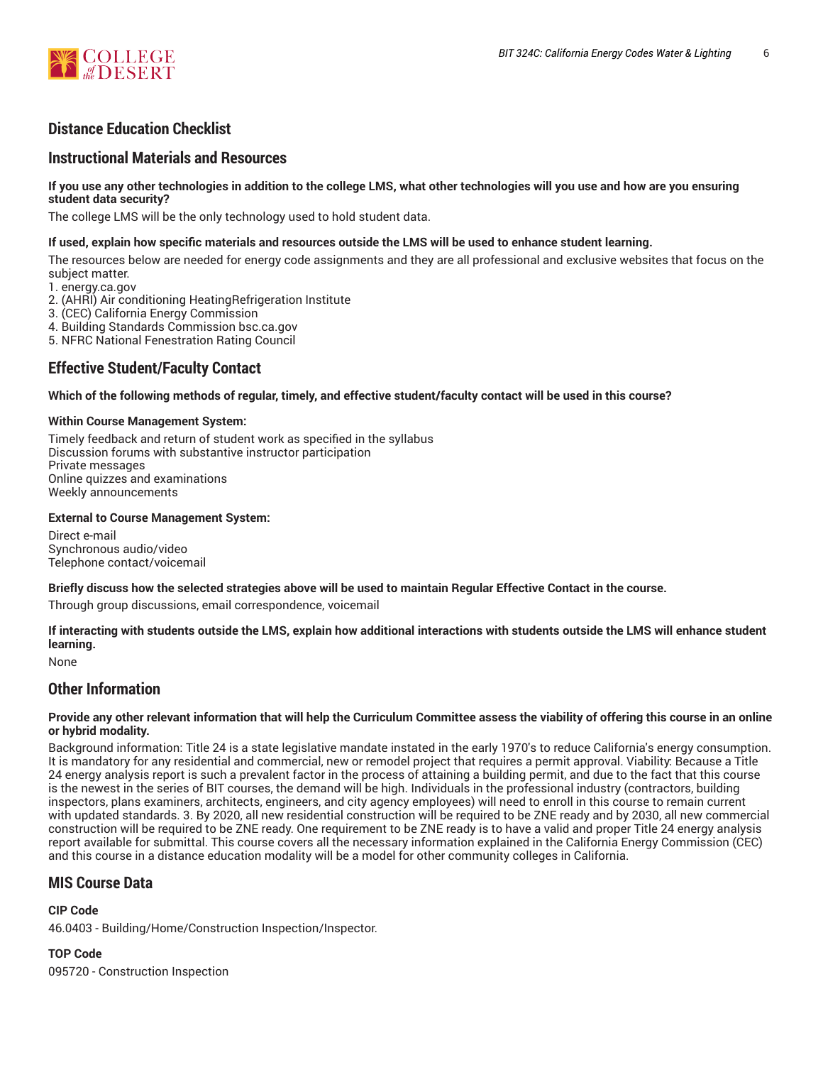## Distance Education Checklist

## Instructional Materials and Resources

**If you use any other technologies in addition to the college LMS, what other technologies will you use and how are you ensuring student data security?**

The college LMS will be the only technology used to hold student data.

**If used, explain how specific materials and resources outside the LMS will be used to enhance student learning.**

The resources below are needed for energy code assignments and they are all professional and exclusive websites that focus on the subject matter.
1. energy.ca.gov
2. (AHRI) Air conditioning HeatingRefrigeration Institute
3. (CEC) California Energy Commission
4. Building Standards Commission bsc.ca.gov
5. NFRC National Fenestration Rating Council

## Effective Student/Faculty Contact

**Which of the following methods of regular, timely, and effective student/faculty contact will be used in this course?**

**Within Course Management System:**

Timely feedback and return of student work as specified in the syllabus
Discussion forums with substantive instructor participation
Private messages
Online quizzes and examinations
Weekly announcements

**External to Course Management System:**

Direct e-mail
Synchronous audio/video
Telephone contact/voicemail

**Briefly discuss how the selected strategies above will be used to maintain Regular Effective Contact in the course.**

Through group discussions, email correspondence, voicemail

**If interacting with students outside the LMS, explain how additional interactions with students outside the LMS will enhance student learning.**

None

## Other Information

**Provide any other relevant information that will help the Curriculum Committee assess the viability of offering this course in an online or hybrid modality.**

Background information: Title 24 is a state legislative mandate instated in the early 1970's to reduce California's energy consumption. It is mandatory for any residential and commercial, new or remodel project that requires a permit approval. Viability: Because a Title 24 energy analysis report is such a prevalent factor in the process of attaining a building permit, and due to the fact that this course is the newest in the series of BIT courses, the demand will be high. Individuals in the professional industry (contractors, building inspectors, plans examiners, architects, engineers, and city agency employees) will need to enroll in this course to remain current with updated standards. 3. By 2020, all new residential construction will be required to be ZNE ready and by 2030, all new commercial construction will be required to be ZNE ready. One requirement to be ZNE ready is to have a valid and proper Title 24 energy analysis report available for submittal. This course covers all the necessary information explained in the California Energy Commission (CEC) and this course in a distance education modality will be a model for other community colleges in California.

## MIS Course Data

**CIP Code**

46.0403 - Building/Home/Construction Inspection/Inspector.

**TOP Code**

095720 - Construction Inspection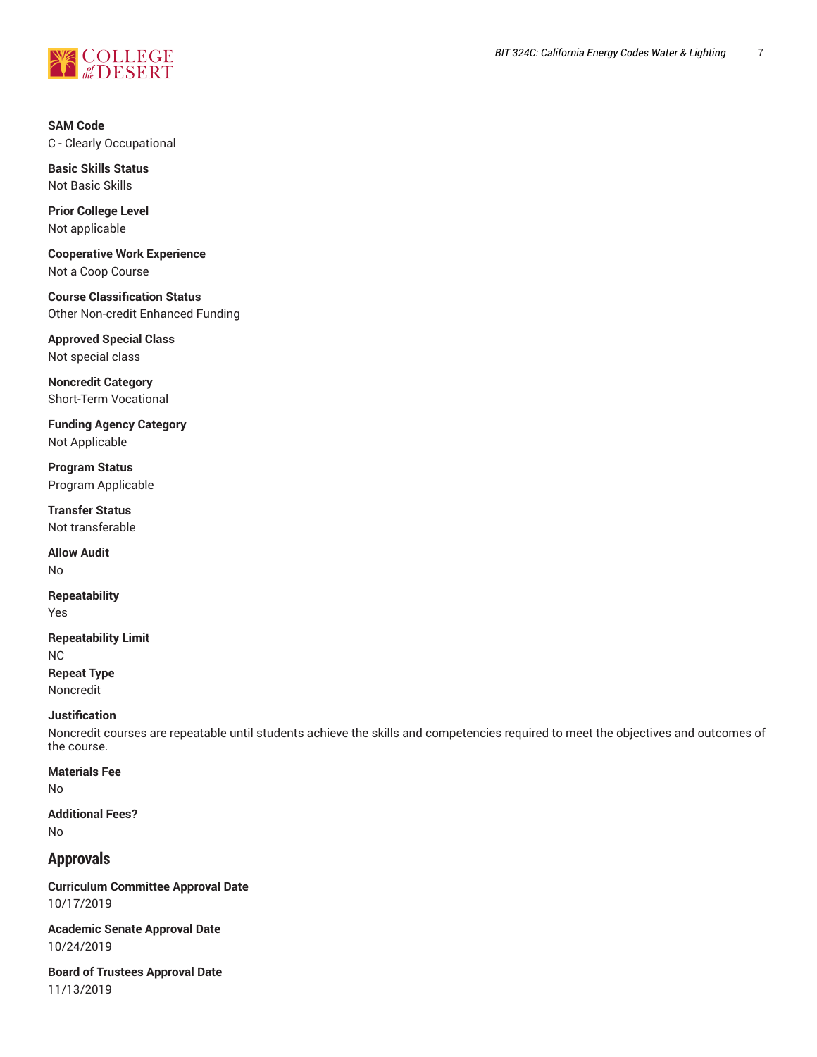**SAM Code**
C - Clearly Occupational

**Basic Skills Status**
Not Basic Skills

**Prior College Level**
Not applicable

**Cooperative Work Experience**
Not a Coop Course

**Course Classification Status**
Other Non-credit Enhanced Funding

**Approved Special Class**
Not special class

**Noncredit Category**
Short-Term Vocational

**Funding Agency Category**
Not Applicable

**Program Status**
Program Applicable

**Transfer Status**
Not transferable

**Allow Audit**
No

**Repeatability**
Yes

**Repeatability Limit**
NC

**Repeat Type**
Noncredit

**Justification**
Noncredit courses are repeatable until students achieve the skills and competencies required to meet the objectives and outcomes of the course.

**Materials Fee**
No

**Additional Fees?**
No

## Approvals

**Curriculum Committee Approval Date**
10/17/2019

**Academic Senate Approval Date**
10/24/2019

**Board of Trustees Approval Date**
11/13/2019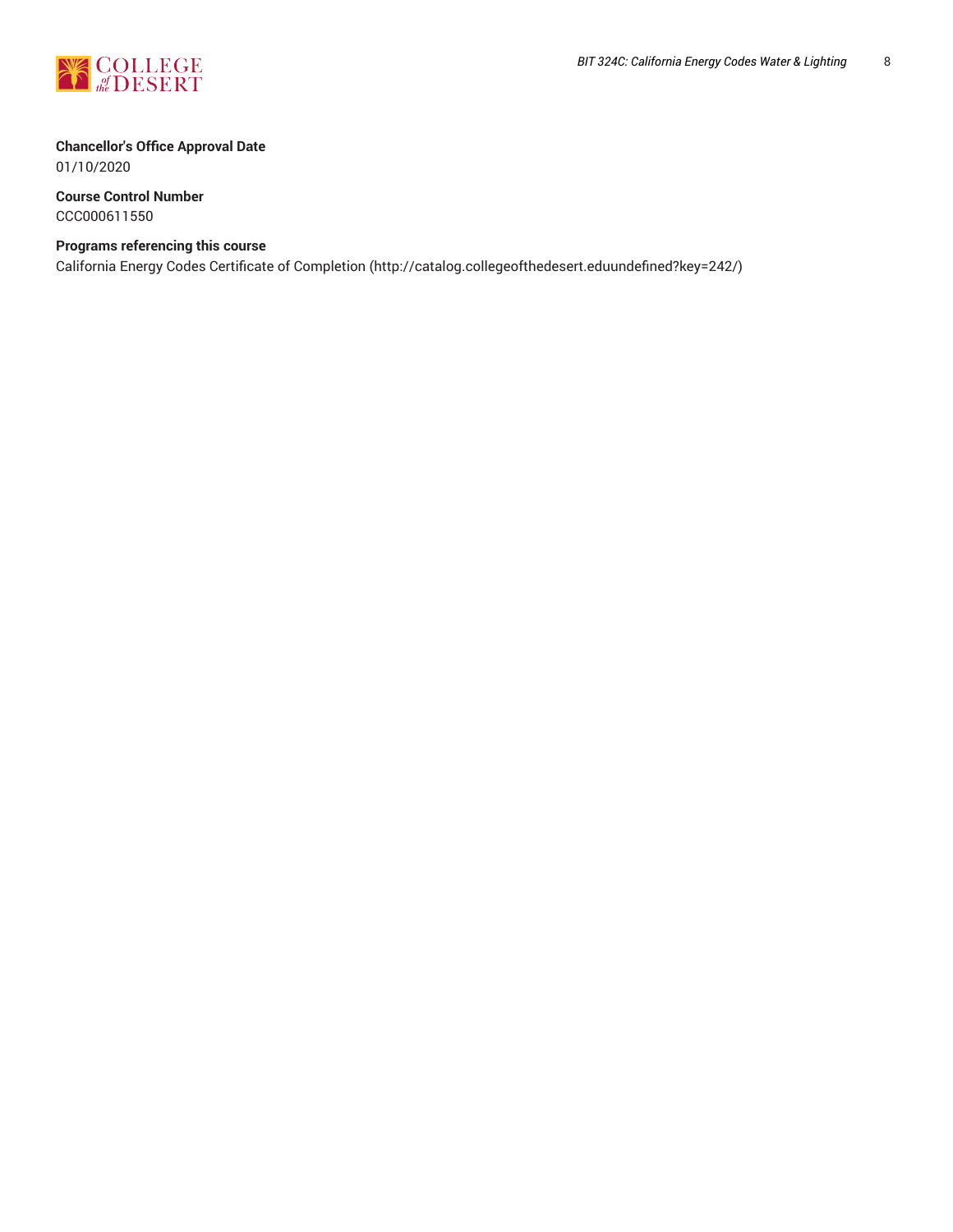**Chancellor's Office Approval Date**
01/10/2020

**Course Control Number**
CCC000611550

**Programs referencing this course**
California Energy Codes Certificate of Completion (http://catalog.collegeofthedesert.eduundefined?key=242/)